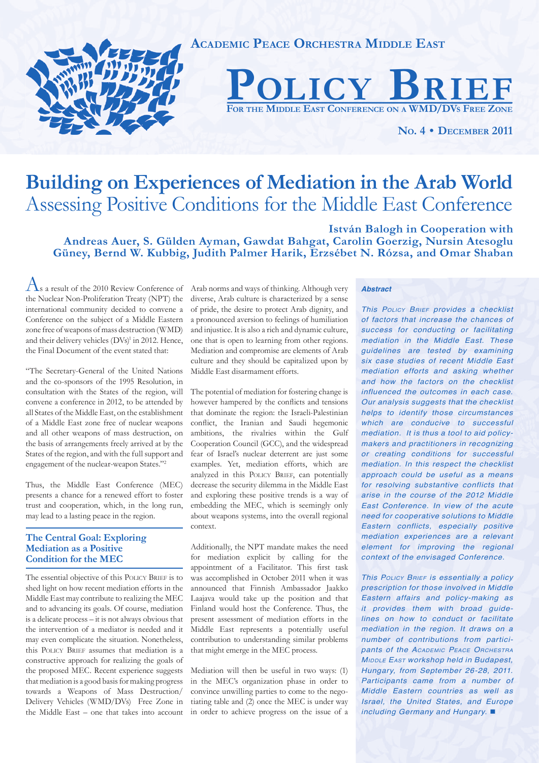**Academic Peace Orchestra Middle East**

# Policy Brief

**For the Middle East Conference on a WMD/DVs Free Zone**

**No. 4 • December 2011**

# Building on Experiences of Mediation in the Arab World
## Assessing Positive Conditions for the Middle East Conference

**István Balogh in Cooperation with Andreas Auer, S. Gülden Ayman, Gawdat Bahgat, Carolin Goerzig, Nursin Atesoglu Güney, Bernd W. Kubbig, Judith Palmer Harik, Erzsébet N. Rózsa, and Omar Shaban**

***Abstract***

*This Policy Brief provides a checklist of factors that increase the chances of success for conducting or facilitating mediation in the Middle East. These guidelines are tested by examining six case studies of recent Middle East mediation efforts and asking whether and how the factors on the checklist influenced the outcomes in each case. Our analysis suggests that the checklist helps to identify those circumstances which are conducive to successful mediation. It is thus a tool to aid policy-makers and practitioners in recognizing or creating conditions for successful mediation. In this respect the checklist approach could be useful as a means for resolving substantive conflicts that arise in the course of the 2012 Middle East Conference. In view of the acute need for cooperative solutions to Middle Eastern conflicts, especially positive mediation experiences are a relevant element for improving the regional context of the envisaged Conference.*

*This Policy Brief is essentially a policy prescription for those involved in Middle Eastern affairs and policy-making as it provides them with broad guidelines on how to conduct or facilitate mediation in the region. It draws on a number of contributions from participants of the Academic Peace Orchestra Middle East workshop held in Budapest, Hungary, from September 26-28, 2011. Participants came from a number of Middle Eastern countries as well as Israel, the United States, and Europe including Germany and Hungary.* ■

As a result of the 2010 Review Conference of the Nuclear Non-Proliferation Treaty (NPT) the international community decided to convene a Conference on the subject of a Middle Eastern zone free of weapons of mass destruction (WMD) and their delivery vehicles (DVs)[1] in 2012. Hence, the Final Document of the event stated that:

"The Secretary-General of the United Nations and the co-sponsors of the 1995 Resolution, in consultation with the States of the region, will convene a conference in 2012, to be attended by all States of the Middle East, on the establishment of a Middle East zone free of nuclear weapons and all other weapons of mass destruction, on the basis of arrangements freely arrived at by the States of the region, and with the full support and engagement of the nuclear-weapon States."[2]

Thus, the Middle East Conference (MEC) presents a chance for a renewed effort to foster trust and cooperation, which, in the long run, may lead to a lasting peace in the region.

### The Central Goal: Exploring Mediation as a Positive Condition for the MEC

The essential objective of this Policy Brief is to shed light on how recent mediation efforts in the Middle East may contribute to realizing the MEC and to advancing its goals. Of course, mediation is a delicate process – it is not always obvious that the intervention of a mediator is needed and it may even complicate the situation. Nonetheless, this Policy Brief assumes that mediation is a constructive approach for realizing the goals of the proposed MEC. Recent experience suggests that mediation is a good basis for making progress towards a Weapons of Mass Destruction/Delivery Vehicles (WMD/DVs) Free Zone in the Middle East – one that takes into account Arab norms and ways of thinking. Although very diverse, Arab culture is characterized by a sense of pride, the desire to protect Arab dignity, and a pronounced aversion to feelings of humiliation and injustice. It is also a rich and dynamic culture, one that is open to learning from other regions. Mediation and compromise are elements of Arab culture and they should be capitalized upon by Middle East disarmament efforts.

The potential of mediation for fostering change is however hampered by the conflicts and tensions that dominate the region: the Israeli-Palestinian conflict, the Iranian and Saudi hegemonic ambitions, the rivalries within the Gulf Cooperation Council (GCC), and the widespread fear of Israel's nuclear deterrent are just some examples. Yet, mediation efforts, which are analyzed in this Policy Brief, can potentially decrease the security dilemma in the Middle East and exploring these positive trends is a way of embedding the MEC, which is seemingly only about weapons systems, into the overall regional context.

Additionally, the NPT mandate makes the need for mediation explicit by calling for the appointment of a Facilitator. This first task was accomplished in October 2011 when it was announced that Finnish Ambassador Jaakko Laajava would take up the position and that Finland would host the Conference. Thus, the present assessment of mediation efforts in the Middle East represents a potentially useful contribution to understanding similar problems that might emerge in the MEC process.

Mediation will then be useful in two ways: (1) in the MEC's organization phase in order to convince unwilling parties to come to the negotiating table and (2) once the MEC is under way in order to achieve progress on the issue of a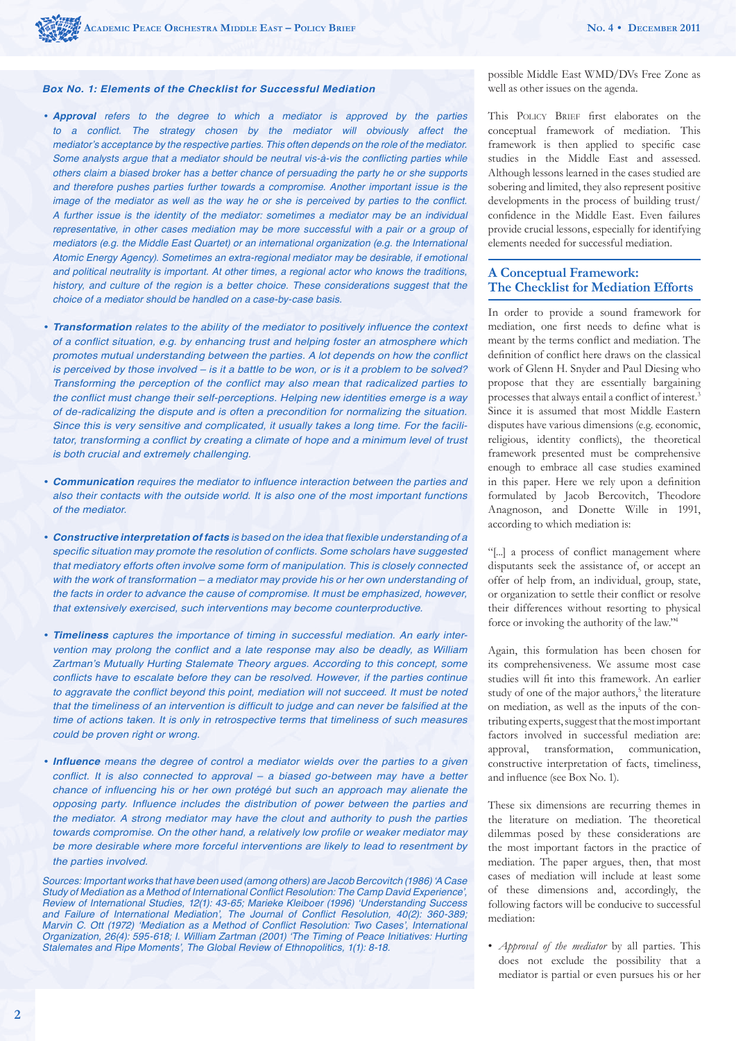### *Box No. 1: Elements of the Checklist for Successful Mediation*

- ***Approval*** *refers to the degree to which a mediator is approved by the parties to a conflict. The strategy chosen by the mediator will obviously affect the mediator's acceptance by the respective parties. This often depends on the role of the mediator. Some analysts argue that a mediator should be neutral vis-à-vis the conflicting parties while others claim a biased broker has a better chance of persuading the party he or she supports and therefore pushes parties further towards a compromise. Another important issue is the image of the mediator as well as the way he or she is perceived by parties to the conflict. A further issue is the identity of the mediator: sometimes a mediator may be an individual representative, in other cases mediation may be more successful with a pair or a group of mediators (e.g. the Middle East Quartet) or an international organization (e.g. the International Atomic Energy Agency). Sometimes an extra-regional mediator may be desirable, if emotional and political neutrality is important. At other times, a regional actor who knows the traditions, history, and culture of the region is a better choice. These considerations suggest that the choice of a mediator should be handled on a case-by-case basis.*

- ***Transformation*** *relates to the ability of the mediator to positively influence the context of a conflict situation, e.g. by enhancing trust and helping foster an atmosphere which promotes mutual understanding between the parties. A lot depends on how the conflict is perceived by those involved – is it a battle to be won, or is it a problem to be solved? Transforming the perception of the conflict may also mean that radicalized parties to the conflict must change their self-perceptions. Helping new identities emerge is a way of de-radicalizing the dispute and is often a precondition for normalizing the situation. Since this is very sensitive and complicated, it usually takes a long time. For the facilitator, transforming a conflict by creating a climate of hope and a minimum level of trust is both crucial and extremely challenging.*

- ***Communication*** *requires the mediator to influence interaction between the parties and also their contacts with the outside world. It is also one of the most important functions of the mediator.*

- ***Constructive interpretation of facts*** *is based on the idea that flexible understanding of a specific situation may promote the resolution of conflicts. Some scholars have suggested that mediatory efforts often involve some form of manipulation. This is closely connected with the work of transformation – a mediator may provide his or her own understanding of the facts in order to advance the cause of compromise. It must be emphasized, however, that extensively exercised, such interventions may become counterproductive.*

- ***Timeliness*** *captures the importance of timing in successful mediation. An early intervention may prolong the conflict and a late response may also be deadly, as William Zartman's Mutually Hurting Stalemate Theory argues. According to this concept, some conflicts have to escalate before they can be resolved. However, if the parties continue to aggravate the conflict beyond this point, mediation will not succeed. It must be noted that the timeliness of an intervention is difficult to judge and can never be falsified at the time of actions taken. It is only in retrospective terms that timeliness of such measures could be proven right or wrong.*

- ***Influence*** *means the degree of control a mediator wields over the parties to a given conflict. It is also connected to approval – a biased go-between may have a better chance of influencing his or her own protégé but such an approach may alienate the opposing party. Influence includes the distribution of power between the parties and the mediator. A strong mediator may have the clout and authority to push the parties towards compromise. On the other hand, a relatively low profile or weaker mediator may be more desirable where more forceful interventions are likely to lead to resentment by the parties involved.*

*Sources: Important works that have been used (among others) are Jacob Bercovitch (1986) 'A Case Study of Mediation as a Method of International Conflict Resolution: The Camp David Experience', Review of International Studies, 12(1): 43-65; Marieke Kleiboer (1996) 'Understanding Success and Failure of International Mediation', The Journal of Conflict Resolution, 40(2): 360-389; Marvin C. Ott (1972) 'Mediation as a Method of Conflict Resolution: Two Cases', International Organization, 26(4): 595-618; I. William Zartman (2001) 'The Timing of Peace Initiatives: Hurting Stalemates and Ripe Moments', The Global Review of Ethnopolitics, 1(1): 8-18.*

possible Middle East WMD/DVs Free Zone as well as other issues on the agenda.

This Policy Brief first elaborates on the conceptual framework of mediation. This framework is then applied to specific case studies in the Middle East and assessed. Although lessons learned in the cases studied are sobering and limited, they also represent positive developments in the process of building trust/confidence in the Middle East. Even failures provide crucial lessons, especially for identifying elements needed for successful mediation.

## A Conceptual Framework: The Checklist for Mediation Efforts

In order to provide a sound framework for mediation, one first needs to define what is meant by the terms conflict and mediation. The definition of conflict here draws on the classical work of Glenn H. Snyder and Paul Diesing who propose that they are essentially bargaining processes that always entail a conflict of interest.[3] Since it is assumed that most Middle Eastern disputes have various dimensions (e.g. economic, religious, identity conflicts), the theoretical framework presented must be comprehensive enough to embrace all case studies examined in this paper. Here we rely upon a definition formulated by Jacob Bercovitch, Theodore Anagnoson, and Donette Wille in 1991, according to which mediation is:

"[...] a process of conflict management where disputants seek the assistance of, or accept an offer of help from, an individual, group, state, or organization to settle their conflict or resolve their differences without resorting to physical force or invoking the authority of the law."[4]

Again, this formulation has been chosen for its comprehensiveness. We assume most case studies will fit into this framework. An earlier study of one of the major authors,[5] the literature on mediation, as well as the inputs of the contributing experts, suggest that the most important factors involved in successful mediation are: approval, transformation, communication, constructive interpretation of facts, timeliness, and influence (see Box No. 1).

These six dimensions are recurring themes in the literature on mediation. The theoretical dilemmas posed by these considerations are the most important factors in the practice of mediation. The paper argues, then, that most cases of mediation will include at least some of these dimensions and, accordingly, the following factors will be conducive to successful mediation:

- *Approval of the mediator* by all parties. This does not exclude the possibility that a mediator is partial or even pursues his or her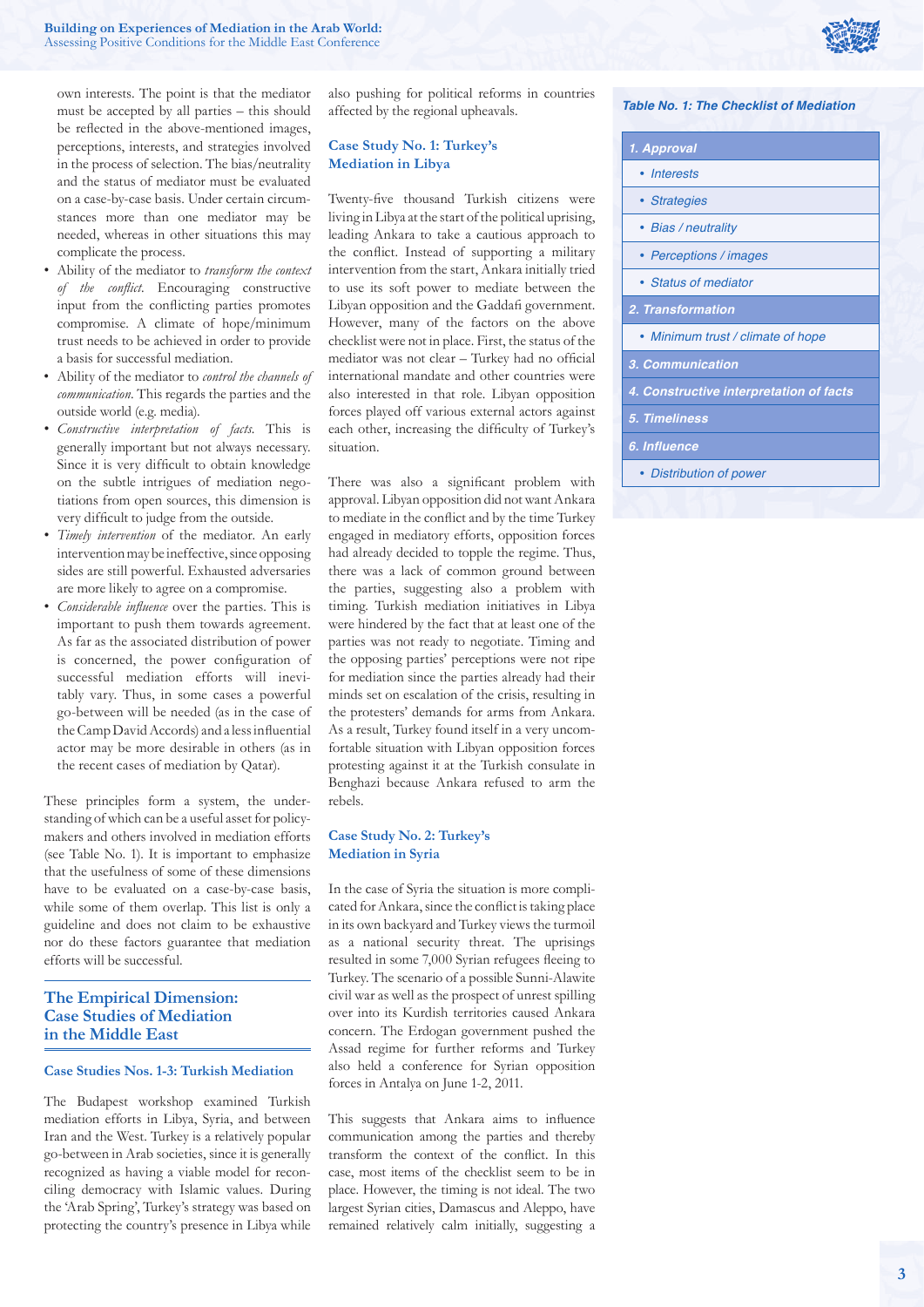own interests. The point is that the mediator must be accepted by all parties – this should be reflected in the above-mentioned images, perceptions, interests, and strategies involved in the process of selection. The bias/neutrality and the status of mediator must be evaluated on a case-by-case basis. Under certain circumstances more than one mediator may be needed, whereas in other situations this may complicate the process.

- Ability of the mediator to *transform the context of the conflict*. Encouraging constructive input from the conflicting parties promotes compromise. A climate of hope/minimum trust needs to be achieved in order to provide a basis for successful mediation.
- Ability of the mediator to *control the channels of communication*. This regards the parties and the outside world (e.g. media).
- *Constructive interpretation of facts*. This is generally important but not always necessary. Since it is very difficult to obtain knowledge on the subtle intrigues of mediation negotiations from open sources, this dimension is very difficult to judge from the outside.
- *Timely intervention* of the mediator. An early intervention may be ineffective, since opposing sides are still powerful. Exhausted adversaries are more likely to agree on a compromise.
- *Considerable influence* over the parties. This is important to push them towards agreement. As far as the associated distribution of power is concerned, the power configuration of successful mediation efforts will inevitably vary. Thus, in some cases a powerful go-between will be needed (as in the case of the Camp David Accords) and a less influential actor may be more desirable in others (as in the recent cases of mediation by Qatar).

These principles form a system, the understanding of which can be a useful asset for policymakers and others involved in mediation efforts (see Table No. 1). It is important to emphasize that the usefulness of some of these dimensions have to be evaluated on a case-by-case basis, while some of them overlap. This list is only a guideline and does not claim to be exhaustive nor do these factors guarantee that mediation efforts will be successful.

## The Empirical Dimension: Case Studies of Mediation in the Middle East

### Case Studies Nos. 1-3: Turkish Mediation

The Budapest workshop examined Turkish mediation efforts in Libya, Syria, and between Iran and the West. Turkey is a relatively popular go-between in Arab societies, since it is generally recognized as having a viable model for reconciling democracy with Islamic values. During the 'Arab Spring', Turkey's strategy was based on protecting the country's presence in Libya while also pushing for political reforms in countries affected by the regional upheavals.

### Case Study No. 1: Turkey's Mediation in Libya

Twenty-five thousand Turkish citizens were living in Libya at the start of the political uprising, leading Ankara to take a cautious approach to the conflict. Instead of supporting a military intervention from the start, Ankara initially tried to use its soft power to mediate between the Libyan opposition and the Gaddafi government. However, many of the factors on the above checklist were not in place. First, the status of the mediator was not clear – Turkey had no official international mandate and other countries were also interested in that role. Libyan opposition forces played off various external actors against each other, increasing the difficulty of Turkey's situation.

There was also a significant problem with approval. Libyan opposition did not want Ankara to mediate in the conflict and by the time Turkey engaged in mediatory efforts, opposition forces had already decided to topple the regime. Thus, there was a lack of common ground between the parties, suggesting also a problem with timing. Turkish mediation initiatives in Libya were hindered by the fact that at least one of the parties was not ready to negotiate. Timing and the opposing parties' perceptions were not ripe for mediation since the parties already had their minds set on escalation of the crisis, resulting in the protesters' demands for arms from Ankara. As a result, Turkey found itself in a very uncomfortable situation with Libyan opposition forces protesting against it at the Turkish consulate in Benghazi because Ankara refused to arm the rebels.

### Case Study No. 2: Turkey's Mediation in Syria

In the case of Syria the situation is more complicated for Ankara, since the conflict is taking place in its own backyard and Turkey views the turmoil as a national security threat. The uprisings resulted in some 7,000 Syrian refugees fleeing to Turkey. The scenario of a possible Sunni-Alawite civil war as well as the prospect of unrest spilling over into its Kurdish territories caused Ankara concern. The Erdogan government pushed the Assad regime for further reforms and Turkey also held a conference for Syrian opposition forces in Antalya on June 1-2, 2011.

This suggests that Ankara aims to influence communication among the parties and thereby transform the context of the conflict. In this case, most items of the checklist seem to be in place. However, the timing is not ideal. The two largest Syrian cities, Damascus and Aleppo, have remained relatively calm initially, suggesting a

***Table No. 1: The Checklist of Mediation***

| ***1. Approval*** |
|---|
| *• Interests* |
| *• Strategies* |
| *• Bias / neutrality* |
| *• Perceptions / images* |
| *• Status of mediator* |
| ***2. Transformation*** |
| *• Minimum trust / climate of hope* |
| ***3. Communication*** |
| ***4. Constructive interpretation of facts*** |
| ***5. Timeliness*** |
| ***6. Influence*** |
| *• Distribution of power* |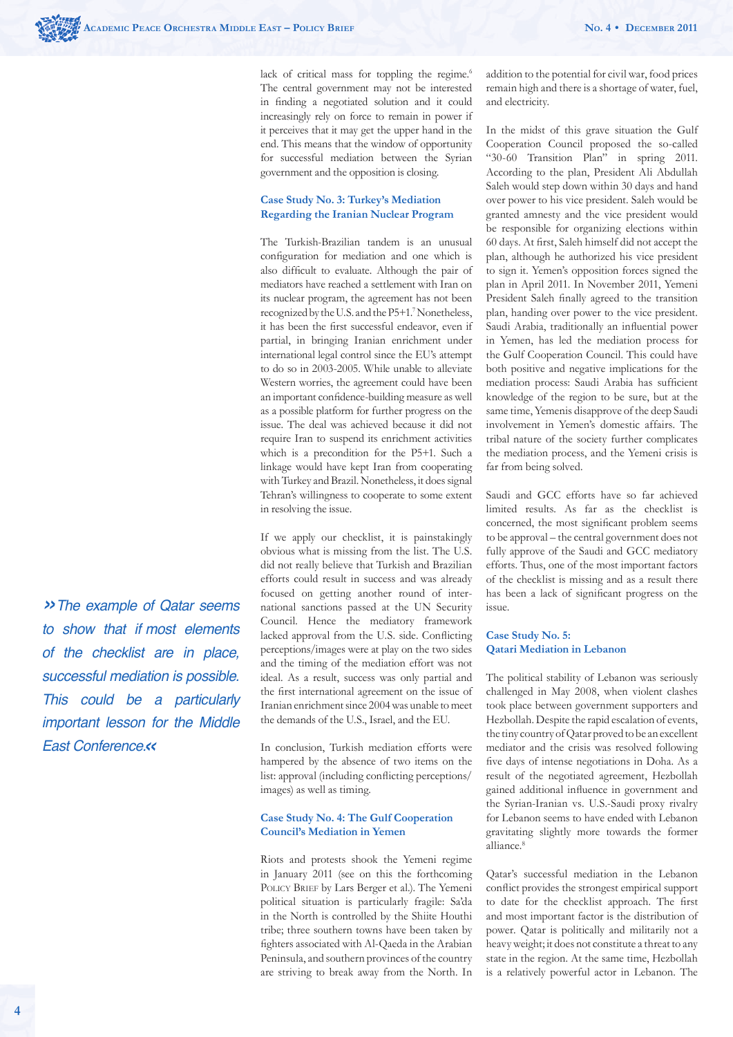lack of critical mass for toppling the regime.[6] The central government may not be interested in finding a negotiated solution and it could increasingly rely on force to remain in power if it perceives that it may get the upper hand in the end. This means that the window of opportunity for successful mediation between the Syrian government and the opposition is closing.

### Case Study No. 3: Turkey's Mediation Regarding the Iranian Nuclear Program

The Turkish-Brazilian tandem is an unusual configuration for mediation and one which is also difficult to evaluate. Although the pair of mediators have reached a settlement with Iran on its nuclear program, the agreement has not been recognized by the U.S. and the P5+1.[7] Nonetheless, it has been the first successful endeavor, even if partial, in bringing Iranian enrichment under international legal control since the EU's attempt to do so in 2003-2005. While unable to alleviate Western worries, the agreement could have been an important confidence-building measure as well as a possible platform for further progress on the issue. The deal was achieved because it did not require Iran to suspend its enrichment activities which is a precondition for the P5+1. Such a linkage would have kept Iran from cooperating with Turkey and Brazil. Nonetheless, it does signal Tehran's willingness to cooperate to some extent in resolving the issue.

If we apply our checklist, it is painstakingly obvious what is missing from the list. The U.S. did not really believe that Turkish and Brazilian efforts could result in success and was already focused on getting another round of international sanctions passed at the UN Security Council. Hence the mediatory framework lacked approval from the U.S. side. Conflicting perceptions/images were at play on the two sides and the timing of the mediation effort was not ideal. As a result, success was only partial and the first international agreement on the issue of Iranian enrichment since 2004 was unable to meet the demands of the U.S., Israel, and the EU.

In conclusion, Turkish mediation efforts were hampered by the absence of two items on the list: approval (including conflicting perceptions/images) as well as timing.

> *The example of Qatar seems to show that if most elements of the checklist are in place, successful mediation is possible. This could be a particularly important lesson for the Middle East Conference.*

### Case Study No. 4: The Gulf Cooperation Council's Mediation in Yemen

Riots and protests shook the Yemeni regime in January 2011 (see on this the forthcoming Policy Brief by Lars Berger et al.). The Yemeni political situation is particularly fragile: Sa'da in the North is controlled by the Shiite Houthi tribe; three southern towns have been taken by fighters associated with Al-Qaeda in the Arabian Peninsula, and southern provinces of the country are striving to break away from the North. In addition to the potential for civil war, food prices remain high and there is a shortage of water, fuel, and electricity.

In the midst of this grave situation the Gulf Cooperation Council proposed the so-called "30-60 Transition Plan" in spring 2011. According to the plan, President Ali Abdullah Saleh would step down within 30 days and hand over power to his vice president. Saleh would be granted amnesty and the vice president would be responsible for organizing elections within 60 days. At first, Saleh himself did not accept the plan, although he authorized his vice president to sign it. Yemen's opposition forces signed the plan in April 2011. In November 2011, Yemeni President Saleh finally agreed to the transition plan, handing over power to the vice president. Saudi Arabia, traditionally an influential power in Yemen, has led the mediation process for the Gulf Cooperation Council. This could have both positive and negative implications for the mediation process: Saudi Arabia has sufficient knowledge of the region to be sure, but at the same time, Yemenis disapprove of the deep Saudi involvement in Yemen's domestic affairs. The tribal nature of the society further complicates the mediation process, and the Yemeni crisis is far from being solved.

Saudi and GCC efforts have so far achieved limited results. As far as the checklist is concerned, the most significant problem seems to be approval – the central government does not fully approve of the Saudi and GCC mediatory efforts. Thus, one of the most important factors of the checklist is missing and as a result there has been a lack of significant progress on the issue.

### Case Study No. 5: Qatari Mediation in Lebanon

The political stability of Lebanon was seriously challenged in May 2008, when violent clashes took place between government supporters and Hezbollah. Despite the rapid escalation of events, the tiny country of Qatar proved to be an excellent mediator and the crisis was resolved following five days of intense negotiations in Doha. As a result of the negotiated agreement, Hezbollah gained additional influence in government and the Syrian-Iranian vs. U.S.-Saudi proxy rivalry for Lebanon seems to have ended with Lebanon gravitating slightly more towards the former alliance.[8]

Qatar's successful mediation in the Lebanon conflict provides the strongest empirical support to date for the checklist approach. The first and most important factor is the distribution of power. Qatar is politically and militarily not a heavy weight; it does not constitute a threat to any state in the region. At the same time, Hezbollah is a relatively powerful actor in Lebanon. The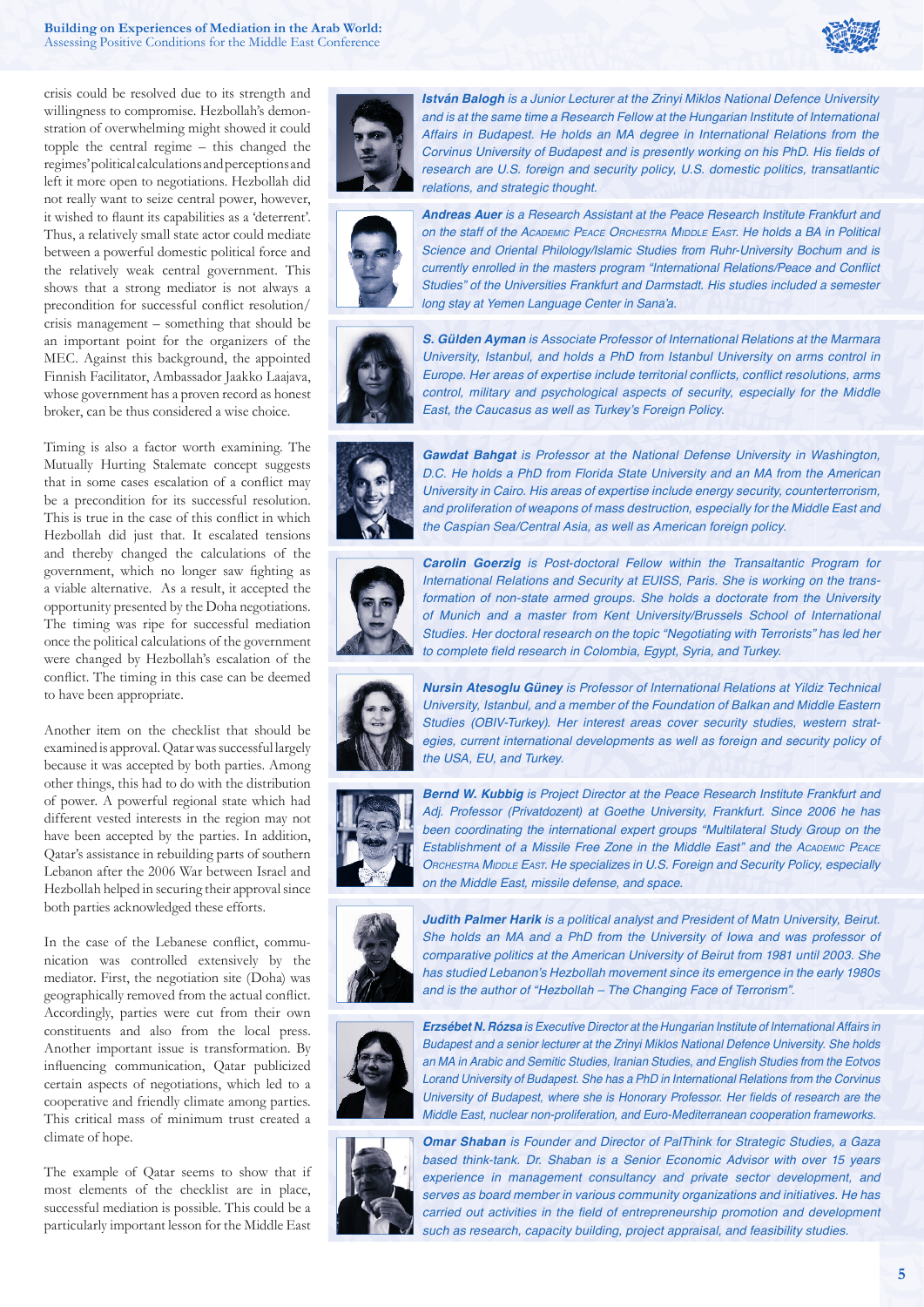crisis could be resolved due to its strength and willingness to compromise. Hezbollah's demonstration of overwhelming might showed it could topple the central regime – this changed the regimes' political calculations and perceptions and left it more open to negotiations. Hezbollah did not really want to seize central power, however, it wished to flaunt its capabilities as a 'deterrent'. Thus, a relatively small state actor could mediate between a powerful domestic political force and the relatively weak central government. This shows that a strong mediator is not always a precondition for successful conflict resolution/crisis management – something that should be an important point for the organizers of the MEC. Against this background, the appointed Finnish Facilitator, Ambassador Jaakko Laajava, whose government has a proven record as honest broker, can be thus considered a wise choice.

Timing is also a factor worth examining. The Mutually Hurting Stalemate concept suggests that in some cases escalation of a conflict may be a precondition for its successful resolution. This is true in the case of this conflict in which Hezbollah did just that. It escalated tensions and thereby changed the calculations of the government, which no longer saw fighting as a viable alternative. As a result, it accepted the opportunity presented by the Doha negotiations. The timing was ripe for successful mediation once the political calculations of the government were changed by Hezbollah's escalation of the conflict. The timing in this case can be deemed to have been appropriate.

Another item on the checklist that should be examined is approval. Qatar was successful largely because it was accepted by both parties. Among other things, this had to do with the distribution of power. A powerful regional state which had different vested interests in the region may not have been accepted by the parties. In addition, Qatar's assistance in rebuilding parts of southern Lebanon after the 2006 War between Israel and Hezbollah helped in securing their approval since both parties acknowledged these efforts.

In the case of the Lebanese conflict, communication was controlled extensively by the mediator. First, the negotiation site (Doha) was geographically removed from the actual conflict. Accordingly, parties were cut from their own constituents and also from the local press. Another important issue is transformation. By influencing communication, Qatar publicized certain aspects of negotiations, which led to a cooperative and friendly climate among parties. This critical mass of minimum trust created a climate of hope.

The example of Qatar seems to show that if most elements of the checklist are in place, successful mediation is possible. This could be a particularly important lesson for the Middle East

***István Balogh*** *is a Junior Lecturer at the Zrinyi Miklos National Defence University and is at the same time a Research Fellow at the Hungarian Institute of International Affairs in Budapest. He holds an MA degree in International Relations from the Corvinus University of Budapest and is presently working on his PhD. His fields of research are U.S. foreign and security policy, U.S. domestic politics, transatlantic relations, and strategic thought.*

***Andreas Auer*** *is a Research Assistant at the Peace Research Institute Frankfurt and on the staff of the Academic Peace Orchestra Middle East. He holds a BA in Political Science and Oriental Philology/Islamic Studies from Ruhr-University Bochum and is currently enrolled in the masters program "International Relations/Peace and Conflict Studies" of the Universities Frankfurt and Darmstadt. His studies included a semester long stay at Yemen Language Center in Sana'a.*

***S. Gülden Ayman*** *is Associate Professor of International Relations at the Marmara University, Istanbul, and holds a PhD from Istanbul University on arms control in Europe. Her areas of expertise include territorial conflicts, conflict resolutions, arms control, military and psychological aspects of security, especially for the Middle East, the Caucasus as well as Turkey's Foreign Policy.*

***Gawdat Bahgat*** *is Professor at the National Defense University in Washington, D.C. He holds a PhD from Florida State University and an MA from the American University in Cairo. His areas of expertise include energy security, counterterrorism, and proliferation of weapons of mass destruction, especially for the Middle East and the Caspian Sea/Central Asia, as well as American foreign policy.*

***Carolin Goerzig*** *is Post-doctoral Fellow within the Transatlantic Program for International Relations and Security at EUISS, Paris. She is working on the transformation of non-state armed groups. She holds a doctorate from the University of Munich and a master from Kent University/Brussels School of International Studies. Her doctoral research on the topic "Negotiating with Terrorists" has led her to complete field research in Colombia, Egypt, Syria, and Turkey.*

***Nursin Atesoglu Güney*** *is Professor of International Relations at Yildiz Technical University, Istanbul, and a member of the Foundation of Balkan and Middle Eastern Studies (OBIV-Turkey). Her interest areas cover security studies, western strategies, current international developments as well as foreign and security policy of the USA, EU, and Turkey.*

***Bernd W. Kubbig*** *is Project Director at the Peace Research Institute Frankfurt and Adj. Professor (Privatdozent) at Goethe University, Frankfurt. Since 2006 he has been coordinating the international expert groups "Multilateral Study Group on the Establishment of a Missile Free Zone in the Middle East" and the Academic Peace Orchestra Middle East. He specializes in U.S. Foreign and Security Policy, especially on the Middle East, missile defense, and space.*

***Judith Palmer Harik*** *is a political analyst and President of Matn University, Beirut. She holds an MA and a PhD from the University of Iowa and was professor of comparative politics at the American University of Beirut from 1981 until 2003. She has studied Lebanon's Hezbollah movement since its emergence in the early 1980s and is the author of "Hezbollah – The Changing Face of Terrorism".*

***Erzsébet N. Rózsa*** *is Executive Director at the Hungarian Institute of International Affairs in Budapest and a senior lecturer at the Zrinyi Miklos National Defence University. She holds an MA in Arabic and Semitic Studies, Iranian Studies, and English Studies from the Eotvos Lorand University of Budapest. She has a PhD in International Relations from the Corvinus University of Budapest, where she is Honorary Professor. Her fields of research are the Middle East, nuclear non-proliferation, and Euro-Mediterranean cooperation frameworks.*

***Omar Shaban*** *is Founder and Director of PalThink for Strategic Studies, a Gaza based think-tank. Dr. Shaban is a Senior Economic Advisor with over 15 years experience in management consultancy and private sector development, and serves as board member in various community organizations and initiatives. He has carried out activities in the field of entrepreneurship promotion and development such as research, capacity building, project appraisal, and feasibility studies.*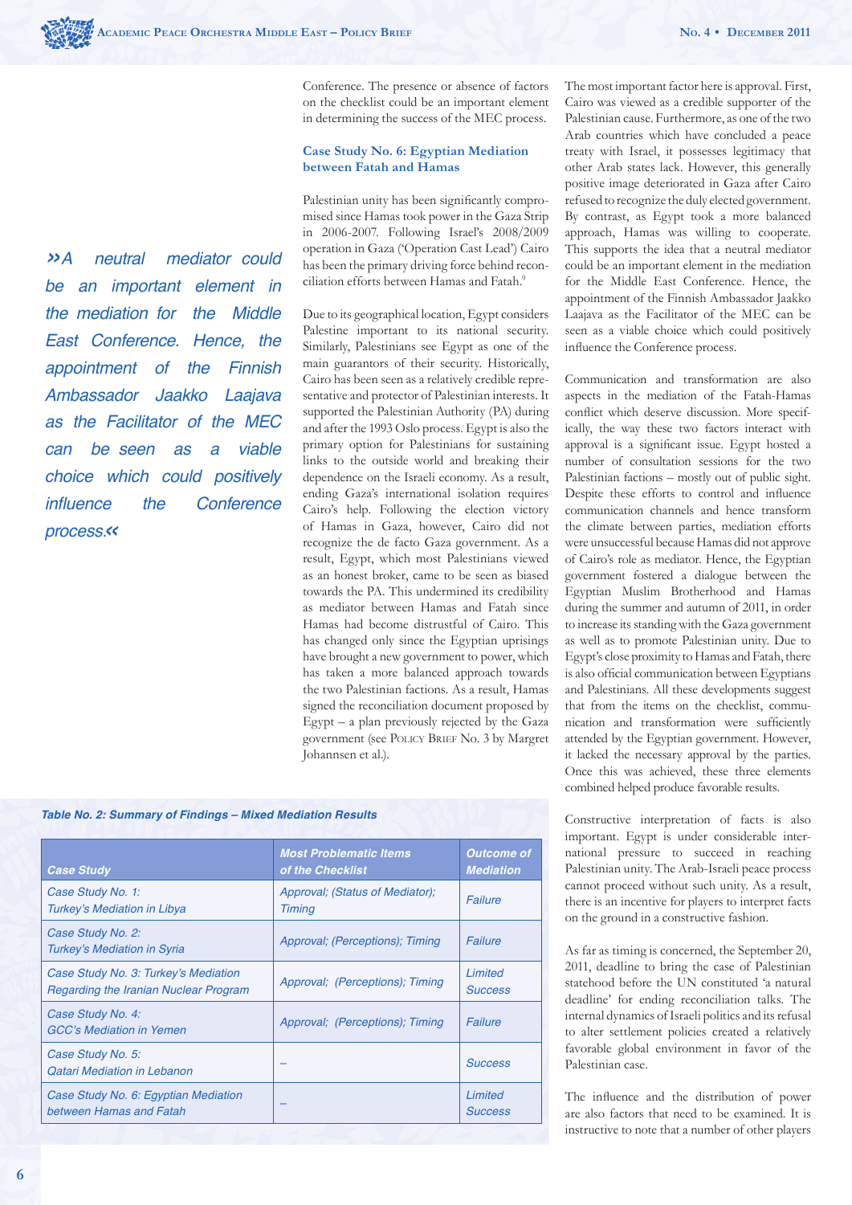Conference. The presence or absence of factors on the checklist could be an important element in determining the success of the MEC process.

### Case Study No. 6: Egyptian Mediation between Fatah and Hamas

Palestinian unity has been significantly compromised since Hamas took power in the Gaza Strip in 2006-2007. Following Israel's 2008/2009 operation in Gaza ('Operation Cast Lead') Cairo has been the primary driving force behind reconciliation efforts between Hamas and Fatah.[9]

Due to its geographical location, Egypt considers Palestine important to its national security. Similarly, Palestinians see Egypt as one of the main guarantors of their security. Historically, Cairo has been seen as a relatively credible representative and protector of Palestinian interests. It supported the Palestinian Authority (PA) during and after the 1993 Oslo process. Egypt is also the primary option for Palestinians for sustaining links to the outside world and breaking their dependence on the Israeli economy. As a result, ending Gaza's international isolation requires Cairo's help. Following the election victory of Hamas in Gaza, however, Cairo did not recognize the de facto Gaza government. As a result, Egypt, which most Palestinians viewed as an honest broker, came to be seen as biased towards the PA. This undermined its credibility as mediator between Hamas and Fatah since Hamas had become distrustful of Cairo. This has changed only since the Egyptian uprisings have brought a new government to power, which has taken a more balanced approach towards the two Palestinian factions. As a result, Hamas signed the reconciliation document proposed by Egypt – a plan previously rejected by the Gaza government (see Policy Brief No. 3 by Margret Johannsen et al.).

*»A neutral mediator could be an important element in the mediation for the Middle East Conference. Hence, the appointment of the Finnish Ambassador Jaakko Laajava as the Facilitator of the MEC can be seen as a viable choice which could positively influence the Conference process.«*

**Table No. 2: Summary of Findings – Mixed Mediation Results**

| Case Study | Most Problematic Items of the Checklist | Outcome of Mediation |
|---|---|---|
| Case Study No. 1: Turkey's Mediation in Libya | Approval; (Status of Mediator); Timing | Failure |
| Case Study No. 2: Turkey's Mediation in Syria | Approval; (Perceptions); Timing | Failure |
| Case Study No. 3: Turkey's Mediation Regarding the Iranian Nuclear Program | Approval; (Perceptions); Timing | Limited Success |
| Case Study No. 4: GCC's Mediation in Yemen | Approval; (Perceptions); Timing | Failure |
| Case Study No. 5: Qatari Mediation in Lebanon | – | Success |
| Case Study No. 6: Egyptian Mediation between Hamas and Fatah | – | Limited Success |

The most important factor here is approval. First, Cairo was viewed as a credible supporter of the Palestinian cause. Furthermore, as one of the two Arab countries which have concluded a peace treaty with Israel, it possesses legitimacy that other Arab states lack. However, this generally positive image deteriorated in Gaza after Cairo refused to recognize the duly elected government. By contrast, as Egypt took a more balanced approach, Hamas was willing to cooperate. This supports the idea that a neutral mediator could be an important element in the mediation for the Middle East Conference. Hence, the appointment of the Finnish Ambassador Jaakko Laajava as the Facilitator of the MEC can be seen as a viable choice which could positively influence the Conference process.

Communication and transformation are also aspects in the mediation of the Fatah-Hamas conflict which deserve discussion. More specifically, the way these two factors interact with approval is a significant issue. Egypt hosted a number of consultation sessions for the two Palestinian factions – mostly out of public sight. Despite these efforts to control and influence communication channels and hence transform the climate between parties, mediation efforts were unsuccessful because Hamas did not approve of Cairo's role as mediator. Hence, the Egyptian government fostered a dialogue between the Egyptian Muslim Brotherhood and Hamas during the summer and autumn of 2011, in order to increase its standing with the Gaza government as well as to promote Palestinian unity. Due to Egypt's close proximity to Hamas and Fatah, there is also official communication between Egyptians and Palestinians. All these developments suggest that from the items on the checklist, communication and transformation were sufficiently attended by the Egyptian government. However, it lacked the necessary approval by the parties. Once this was achieved, these three elements combined helped produce favorable results.

Constructive interpretation of facts is also important. Egypt is under considerable international pressure to succeed in reaching Palestinian unity. The Arab-Israeli peace process cannot proceed without such unity. As a result, there is an incentive for players to interpret facts on the ground in a constructive fashion.

As far as timing is concerned, the September 20, 2011, deadline to bring the case of Palestinian statehood before the UN constituted 'a natural deadline' for ending reconciliation talks. The internal dynamics of Israeli politics and its refusal to alter settlement policies created a relatively favorable global environment in favor of the Palestinian case.

The influence and the distribution of power are also factors that need to be examined. It is instructive to note that a number of other players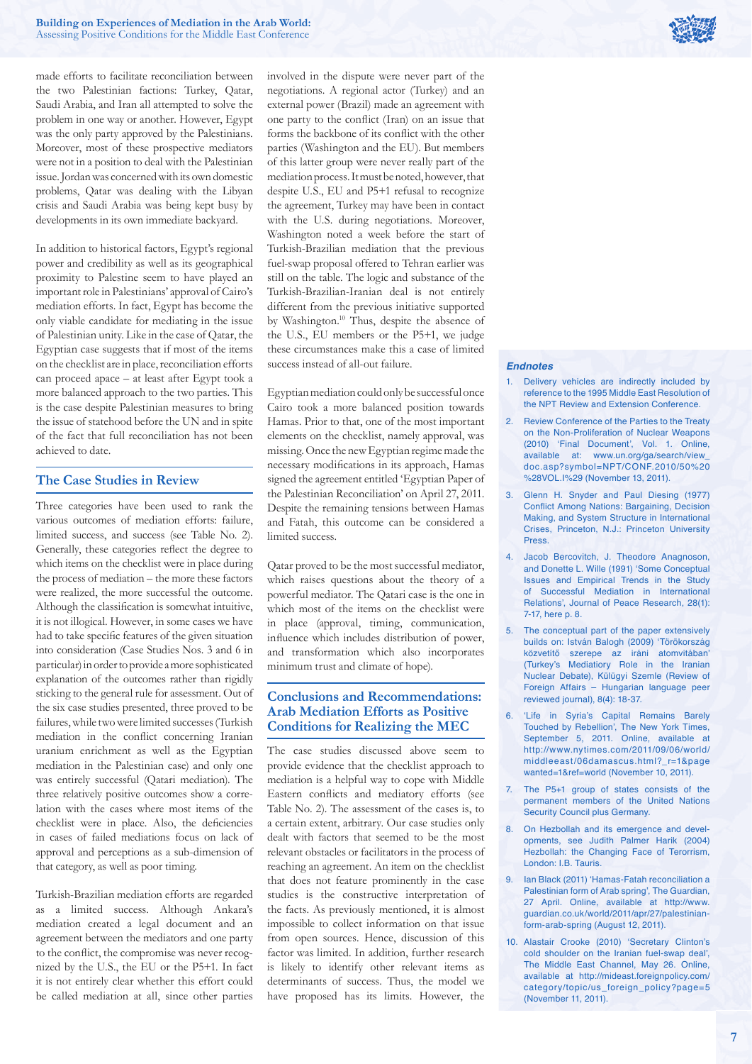made efforts to facilitate reconciliation between the two Palestinian factions: Turkey, Qatar, Saudi Arabia, and Iran all attempted to solve the problem in one way or another. However, Egypt was the only party approved by the Palestinians. Moreover, most of these prospective mediators were not in a position to deal with the Palestinian issue. Jordan was concerned with its own domestic problems, Qatar was dealing with the Libyan crisis and Saudi Arabia was being kept busy by developments in its own immediate backyard.

In addition to historical factors, Egypt's regional power and credibility as well as its geographical proximity to Palestine seem to have played an important role in Palestinians' approval of Cairo's mediation efforts. In fact, Egypt has become the only viable candidate for mediating in the issue of Palestinian unity. Like in the case of Qatar, the Egyptian case suggests that if most of the items on the checklist are in place, reconciliation efforts can proceed apace – at least after Egypt took a more balanced approach to the two parties. This is the case despite Palestinian measures to bring the issue of statehood before the UN and in spite of the fact that full reconciliation has not been achieved to date.

## The Case Studies in Review

Three categories have been used to rank the various outcomes of mediation efforts: failure, limited success, and success (see Table No. 2). Generally, these categories reflect the degree to which items on the checklist were in place during the process of mediation – the more these factors were realized, the more successful the outcome. Although the classification is somewhat intuitive, it is not illogical. However, in some cases we have had to take specific features of the given situation into consideration (Case Studies Nos. 3 and 6 in particular) in order to provide a more sophisticated explanation of the outcomes rather than rigidly sticking to the general rule for assessment. Out of the six case studies presented, three proved to be failures, while two were limited successes (Turkish mediation in the conflict concerning Iranian uranium enrichment as well as the Egyptian mediation in the Palestinian case) and only one was entirely successful (Qatari mediation). The three relatively positive outcomes show a correlation with the cases where most items of the checklist were in place. Also, the deficiencies in cases of failed mediations focus on lack of approval and perceptions as a sub-dimension of that category, as well as poor timing.

Turkish-Brazilian mediation efforts are regarded as a limited success. Although Ankara's mediation created a legal document and an agreement between the mediators and one party to the conflict, the compromise was never recognized by the U.S., the EU or the P5+1. In fact it is not entirely clear whether this effort could be called mediation at all, since other parties involved in the dispute were never part of the negotiations. A regional actor (Turkey) and an external power (Brazil) made an agreement with one party to the conflict (Iran) on an issue that forms the backbone of its conflict with the other parties (Washington and the EU). But members of this latter group were never really part of the mediation process. It must be noted, however, that despite U.S., EU and P5+1 refusal to recognize the agreement, Turkey may have been in contact with the U.S. during negotiations. Moreover, Washington noted a week before the start of Turkish-Brazilian mediation that the previous fuel-swap proposal offered to Tehran earlier was still on the table. The logic and substance of the Turkish-Brazilian-Iranian deal is not entirely different from the previous initiative supported by Washington.[10] Thus, despite the absence of the U.S., EU members or the P5+1, we judge these circumstances make this a case of limited success instead of all-out failure.

Egyptian mediation could only be successful once Cairo took a more balanced position towards Hamas. Prior to that, one of the most important elements on the checklist, namely approval, was missing. Once the new Egyptian regime made the necessary modifications in its approach, Hamas signed the agreement entitled 'Egyptian Paper of the Palestinian Reconciliation' on April 27, 2011. Despite the remaining tensions between Hamas and Fatah, this outcome can be considered a limited success.

Qatar proved to be the most successful mediator, which raises questions about the theory of a powerful mediator. The Qatari case is the one in which most of the items on the checklist were in place (approval, timing, communication, influence which includes distribution of power, and transformation which also incorporates minimum trust and climate of hope).

## Conclusions and Recommendations: Arab Mediation Efforts as Positive Conditions for Realizing the MEC

The case studies discussed above seem to provide evidence that the checklist approach to mediation is a helpful way to cope with Middle Eastern conflicts and mediatory efforts (see Table No. 2). The assessment of the cases is, to a certain extent, arbitrary. Our case studies only dealt with factors that seemed to be the most relevant obstacles or facilitators in the process of reaching an agreement. An item on the checklist that does not feature prominently in the case studies is the constructive interpretation of the facts. As previously mentioned, it is almost impossible to collect information on that issue from open sources. Hence, discussion of this factor was limited. In addition, further research is likely to identify other relevant items as determinants of success. Thus, the model we have proposed has its limits. However, the

### Endnotes

1. Delivery vehicles are indirectly included by reference to the 1995 Middle East Resolution of the NPT Review and Extension Conference.
2. Review Conference of the Parties to the Treaty on the Non-Proliferation of Nuclear Weapons (2010) 'Final Document', Vol. 1. Online, available at: www.un.org/ga/search/view_doc.asp?symbol=NPT/CONF.2010/50%20%28VOL.I%29 (November 13, 2011).
3. Glenn H. Snyder and Paul Diesing (1977) Conflict Among Nations: Bargaining, Decision Making, and System Structure in International Crises, Princeton, N.J.: Princeton University Press.
4. Jacob Bercovitch, J. Theodore Anagnoson, and Donette L. Wille (1991) 'Some Conceptual Issues and Empirical Trends in the Study of Successful Mediation in International Relations', Journal of Peace Research, 28(1): 7-17, here p. 8.
5. The conceptual part of the paper extensively builds on: István Balogh (2009) 'Törökország közvetítő szerepe az iráni atomvitában' (Turkey's Mediatory Role in the Iranian Nuclear Debate), Külügyi Szemle (Review of Foreign Affairs – Hungarian language peer reviewed journal), 8(4): 18-37.
6. 'Life in Syria's Capital Remains Barely Touched by Rebellion', The New York Times, September 5, 2011. Online, available at http://www.nytimes.com/2011/09/06/world/middleeast/06damascus.html?_r=1&pagewanted=1&ref=world (November 10, 2011).
7. The P5+1 group of states consists of the permanent members of the United Nations Security Council plus Germany.
8. On Hezbollah and its emergence and developments, see Judith Palmer Harik (2004) Hezbollah: the Changing Face of Terrorism, London: I.B. Tauris.
9. Ian Black (2011) 'Hamas-Fatah reconciliation a Palestinian form of Arab spring', The Guardian, 27 April. Online, available at http://www.guardian.co.uk/world/2011/apr/27/palestinian-form-arab-spring (August 12, 2011).
10. Alastair Crooke (2010) 'Secretary Clinton's cold shoulder on the Iranian fuel-swap deal', The Middle East Channel, May 26. Online, available at http://mideast.foreignpolicy.com/category/topic/us_foreign_policy?page=5 (November 11, 2011).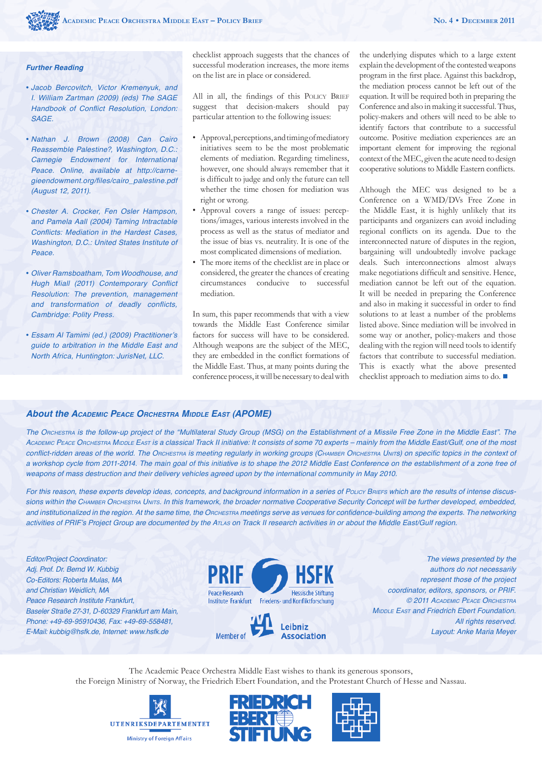### Further Reading

- *Jacob Bercovitch, Victor Kremenyuk, and I. William Zartman (2009) (eds) The SAGE Handbook of Conflict Resolution, London: SAGE.*
- *Nathan J. Brown (2008) Can Cairo Reassemble Palestine?, Washington, D.C.: Carnegie Endowment for International Peace. Online, available at http://carnegieendowment.org/files/cairo_palestine.pdf (August 12, 2011).*
- *Chester A. Crocker, Fen Osler Hampson, and Pamela Aall (2004) Taming Intractable Conflicts: Mediation in the Hardest Cases, Washington, D.C.: United States Institute of Peace.*
- *Oliver Ramsbotham, Tom Woodhouse, and Hugh Miall (2011) Contemporary Conflict Resolution: The prevention, management and transformation of deadly conflicts, Cambridge: Polity Press.*
- *Essam Al Tamimi (ed.) (2009) Practitioner's guide to arbitration in the Middle East and North Africa, Huntington: JurisNet, LLC.*

checklist approach suggests that the chances of successful moderation increases, the more items on the list are in place or considered.

All in all, the findings of this Policy Brief suggest that decision-makers should pay particular attention to the following issues:

- Approval, perceptions, and timing of mediatory initiatives seem to be the most problematic elements of mediation. Regarding timeliness, however, one should always remember that it is difficult to judge and only the future can tell whether the time chosen for mediation was right or wrong.
- Approval covers a range of issues: perceptions/images, various interests involved in the process as well as the status of mediator and the issue of bias vs. neutrality. It is one of the most complicated dimensions of mediation.
- The more items of the checklist are in place or considered, the greater the chances of creating circumstances conducive to successful mediation.

In sum, this paper recommends that with a view towards the Middle East Conference similar factors for success will have to be considered. Although weapons are the subject of the MEC, they are embedded in the conflict formations of the Middle East. Thus, at many points during the conference process, it will be necessary to deal with the underlying disputes which to a large extent explain the development of the contested weapons program in the first place. Against this backdrop, the mediation process cannot be left out of the equation. It will be required both in preparing the Conference and also in making it successful. Thus, policy-makers and others will need to be able to identify factors that contribute to a successful outcome. Positive mediation experiences are an important element for improving the regional context of the MEC, given the acute need to design cooperative solutions to Middle Eastern conflicts.

Although the MEC was designed to be a Conference on a WMD/DVs Free Zone in the Middle East, it is highly unlikely that its participants and organizers can avoid including regional conflicts on its agenda. Due to the interconnected nature of disputes in the region, bargaining will undoubtedly involve package deals. Such interconnections almost always make negotiations difficult and sensitive. Hence, mediation cannot be left out of the equation. It will be needed in preparing the Conference and also in making it successful in order to find solutions to at least a number of the problems listed above. Since mediation will be involved in some way or another, policy-makers and those dealing with the region will need tools to identify factors that contribute to successful mediation. This is exactly what the above presented checklist approach to mediation aims to do. ■

### About the Academic Peace Orchestra Middle East (APOME)

*The Orchestra is the follow-up project of the "Multilateral Study Group (MSG) on the Establishment of a Missile Free Zone in the Middle East". The Academic Peace Orchestra Middle East is a classical Track II initiative: It consists of some 70 experts – mainly from the Middle East/Gulf, one of the most conflict-ridden areas of the world. The Orchestra is meeting regularly in working groups (Chamber Orchestra Units) on specific topics in the context of a workshop cycle from 2011-2014. The main goal of this initiative is to shape the 2012 Middle East Conference on the establishment of a zone free of weapons of mass destruction and their delivery vehicles agreed upon by the international community in May 2010.*

*For this reason, these experts develop ideas, concepts, and background information in a series of Policy Briefs which are the results of intense discussions within the Chamber Orchestra Units. In this framework, the broader normative Cooperative Security Concept will be further developed, embedded, and institutionalized in the region. At the same time, the Orchestra meetings serve as venues for confidence-building among the experts. The networking activities of PRIF's Project Group are documented by the Atlas on Track II research activities in or about the Middle East/Gulf region.*

*Editor/Project Coordinator:*
*Adj. Prof. Dr. Bernd W. Kubbig*
*Co-Editors: Roberta Mulas, MA and Christian Weidlich, MA*
*Peace Research Institute Frankfurt, Baseler Straße 27-31, D-60329 Frankfurt am Main,*
*Phone: +49-69-95910436, Fax: +49-69-558481,*
*E-Mail: kubbig@hsfk.de, Internet: www.hsfk.de*

PRIF Peace Research Institute Frankfurt — HSFK Hessische Stiftung Friedens- und Konfliktforschung
Member of Leibniz Association

*The views presented by the authors do not necessarily represent those of the project coordinator, editors, sponsors, or PRIF.*
*© 2011 Academic Peace Orchestra Middle East and Friedrich Ebert Foundation.*
*All rights reserved.*
*Layout: Anke Maria Meyer*

The Academic Peace Orchestra Middle East wishes to thank its generous sponsors, the Foreign Ministry of Norway, the Friedrich Ebert Foundation, and the Protestant Church of Hesse and Nassau.

UTENRIKSDEPARTEMENTET Ministry of Foreign Affairs — FRIEDRICH EBERT STIFTUNG